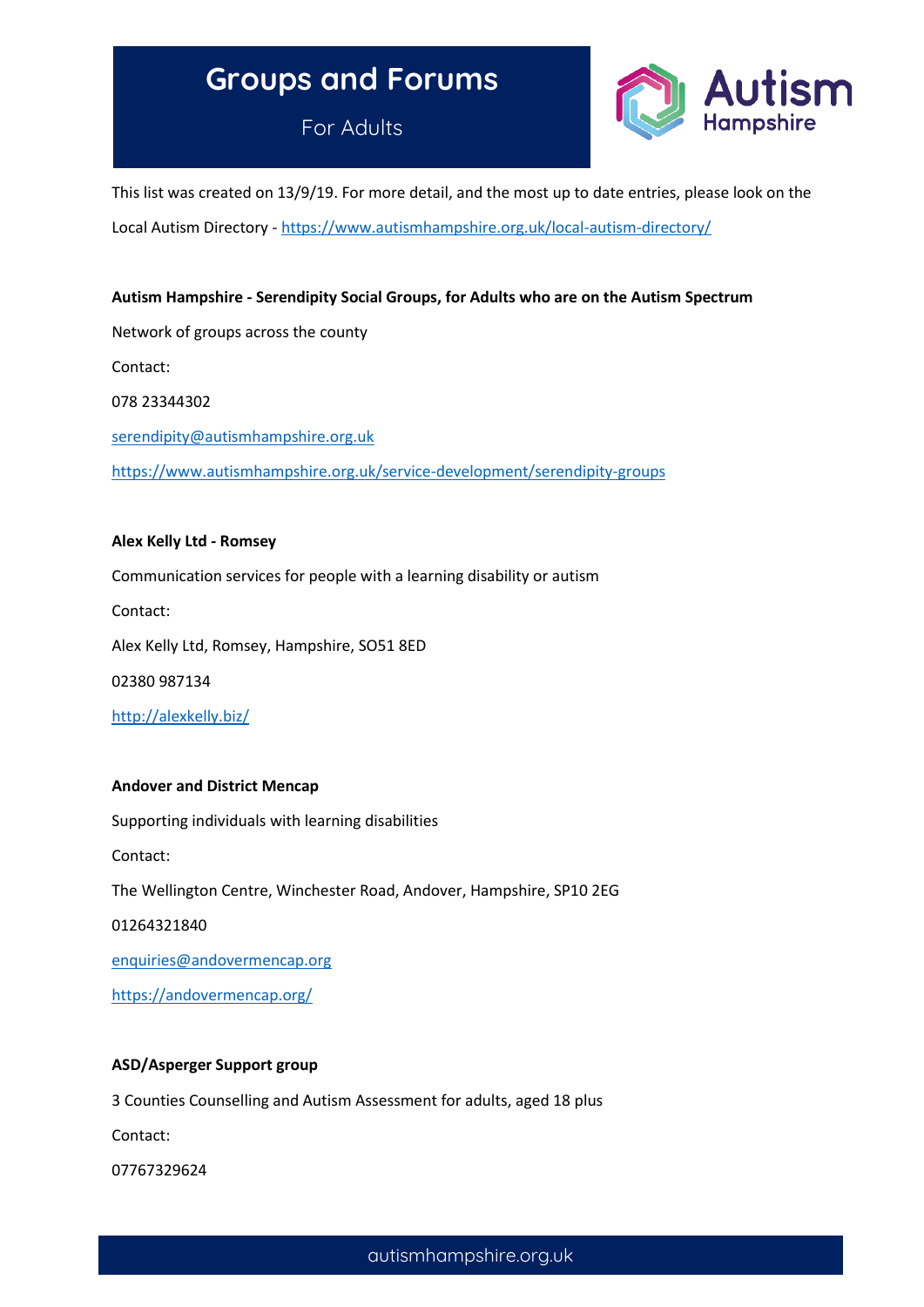# Groups and Forums

For Adults

This list was created on 13/9/19. For more detail, and the most up to date entries, please look on the Local Autism Directory - https://www.autismhampshire.org.uk/local-autism-directory/

**Autism Hampshire - Serendipity Social Groups, for Adults who are on the Autism Spectrum**

Network of groups across the county

Contact:

078 23344302

serendipity@autismhampshire.org.uk

https://www.autismhampshire.org.uk/service-development/serendipity-groups

**Alex Kelly Ltd - Romsey**

Communication services for people with a learning disability or autism

Contact:

Alex Kelly Ltd, Romsey, Hampshire, SO51 8ED

02380 987134

http://alexkelly.biz/

**Andover and District Mencap**

Supporting individuals with learning disabilities

Contact:

The Wellington Centre, Winchester Road, Andover, Hampshire, SP10 2EG

01264321840

enquiries@andovermencap.org

https://andovermencap.org/

**ASD/Asperger Support group**

3 Counties Counselling and Autism Assessment for adults, aged 18 plus

Contact:

07767329624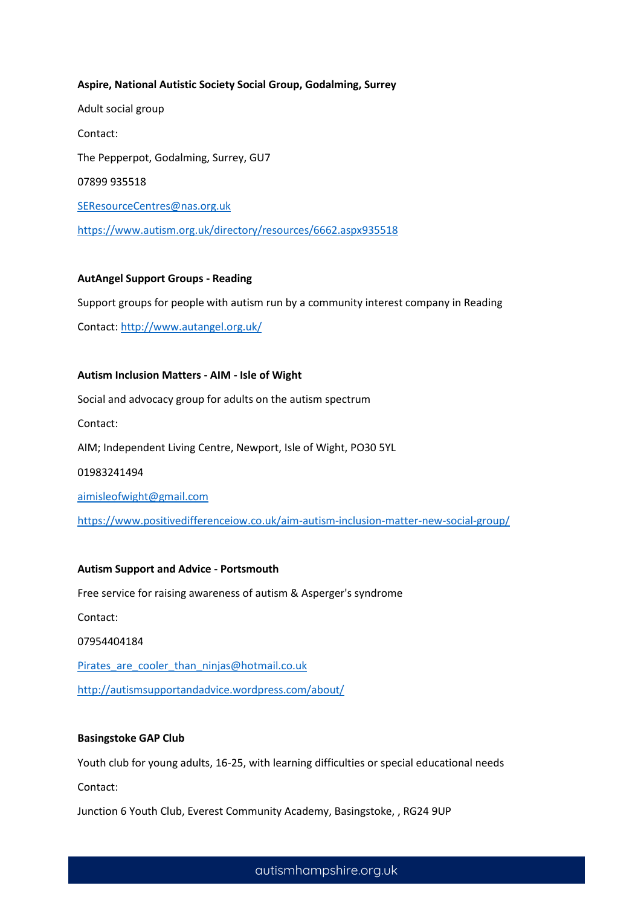**Aspire, National Autistic Society Social Group, Godalming, Surrey**

Adult social group

Contact:

The Pepperpot, Godalming, Surrey, GU7

07899 935518

SEResourceCentres@nas.org.uk

https://www.autism.org.uk/directory/resources/6662.aspx935518

**AutAngel Support Groups - Reading**

Support groups for people with autism run by a community interest company in Reading

Contact: http://www.autangel.org.uk/

**Autism Inclusion Matters - AIM - Isle of Wight**

Social and advocacy group for adults on the autism spectrum

Contact:

AIM; Independent Living Centre, Newport, Isle of Wight, PO30 5YL

01983241494

aimisleofwight@gmail.com

https://www.positivedifferenceiow.co.uk/aim-autism-inclusion-matter-new-social-group/

**Autism Support and Advice - Portsmouth**

Free service for raising awareness of autism & Asperger's syndrome

Contact:

07954404184

Pirates_are_cooler_than_ninjas@hotmail.co.uk

http://autismsupportandadvice.wordpress.com/about/

**Basingstoke GAP Club**

Youth club for young adults, 16-25, with learning difficulties or special educational needs

Contact:

Junction 6 Youth Club, Everest Community Academy, Basingstoke, , RG24 9UP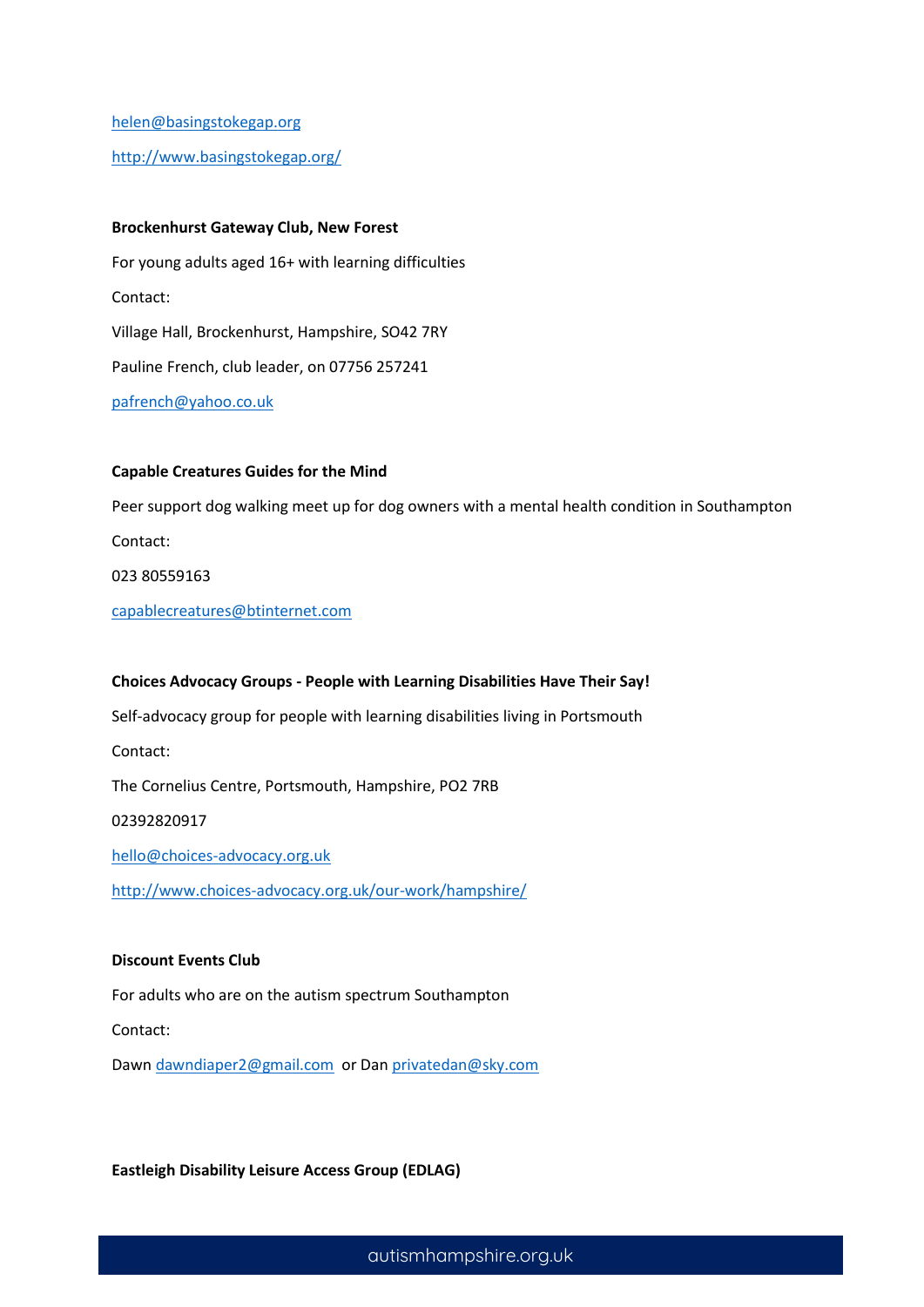helen@basingstokegap.org

http://www.basingstokegap.org/

**Brockenhurst Gateway Club, New Forest**

For young adults aged 16+ with learning difficulties

Contact:

Village Hall, Brockenhurst, Hampshire, SO42 7RY

Pauline French, club leader, on 07756 257241

pafrench@yahoo.co.uk

**Capable Creatures Guides for the Mind**

Peer support dog walking meet up for dog owners with a mental health condition in Southampton

Contact:

023 80559163

capablecreatures@btinternet.com

**Choices Advocacy Groups - People with Learning Disabilities Have Their Say!**

Self-advocacy group for people with learning disabilities living in Portsmouth

Contact:

The Cornelius Centre, Portsmouth, Hampshire, PO2 7RB

02392820917

hello@choices-advocacy.org.uk

http://www.choices-advocacy.org.uk/our-work/hampshire/

**Discount Events Club**

For adults who are on the autism spectrum Southampton

Contact:

Dawn dawndiaper2@gmail.com or Dan privatedan@sky.com

**Eastleigh Disability Leisure Access Group (EDLAG)**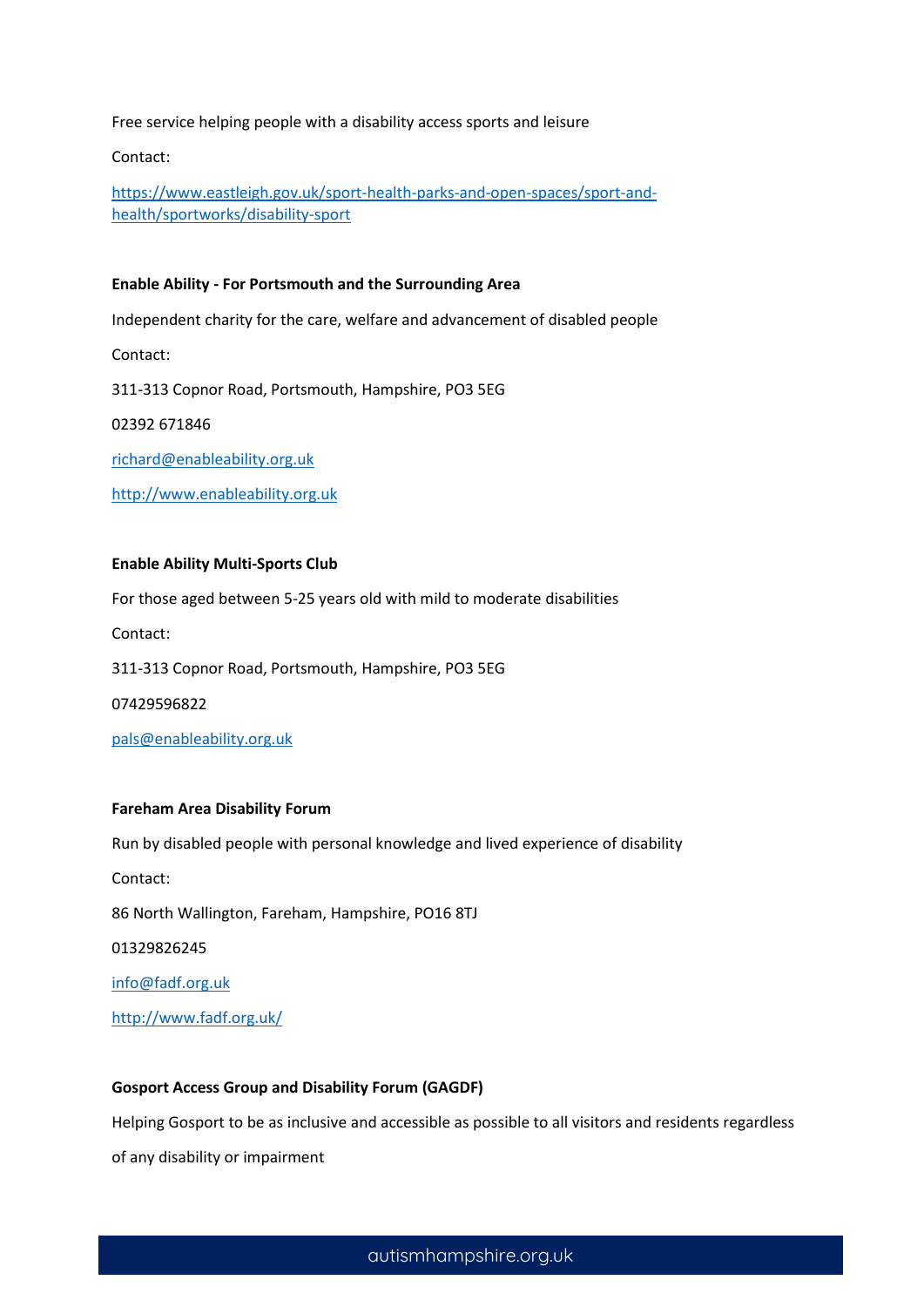Free service helping people with a disability access sports and leisure

Contact:

https://www.eastleigh.gov.uk/sport-health-parks-and-open-spaces/sport-and-health/sportworks/disability-sport

**Enable Ability - For Portsmouth and the Surrounding Area**

Independent charity for the care, welfare and advancement of disabled people

Contact:

311-313 Copnor Road, Portsmouth, Hampshire, PO3 5EG

02392 671846

richard@enableability.org.uk

http://www.enableability.org.uk

**Enable Ability Multi-Sports Club**

For those aged between 5-25 years old with mild to moderate disabilities

Contact:

311-313 Copnor Road, Portsmouth, Hampshire, PO3 5EG

07429596822

pals@enableability.org.uk

**Fareham Area Disability Forum**

Run by disabled people with personal knowledge and lived experience of disability

Contact:

86 North Wallington, Fareham, Hampshire, PO16 8TJ

01329826245

info@fadf.org.uk

http://www.fadf.org.uk/

**Gosport Access Group and Disability Forum (GAGDF)**

Helping Gosport to be as inclusive and accessible as possible to all visitors and residents regardless of any disability or impairment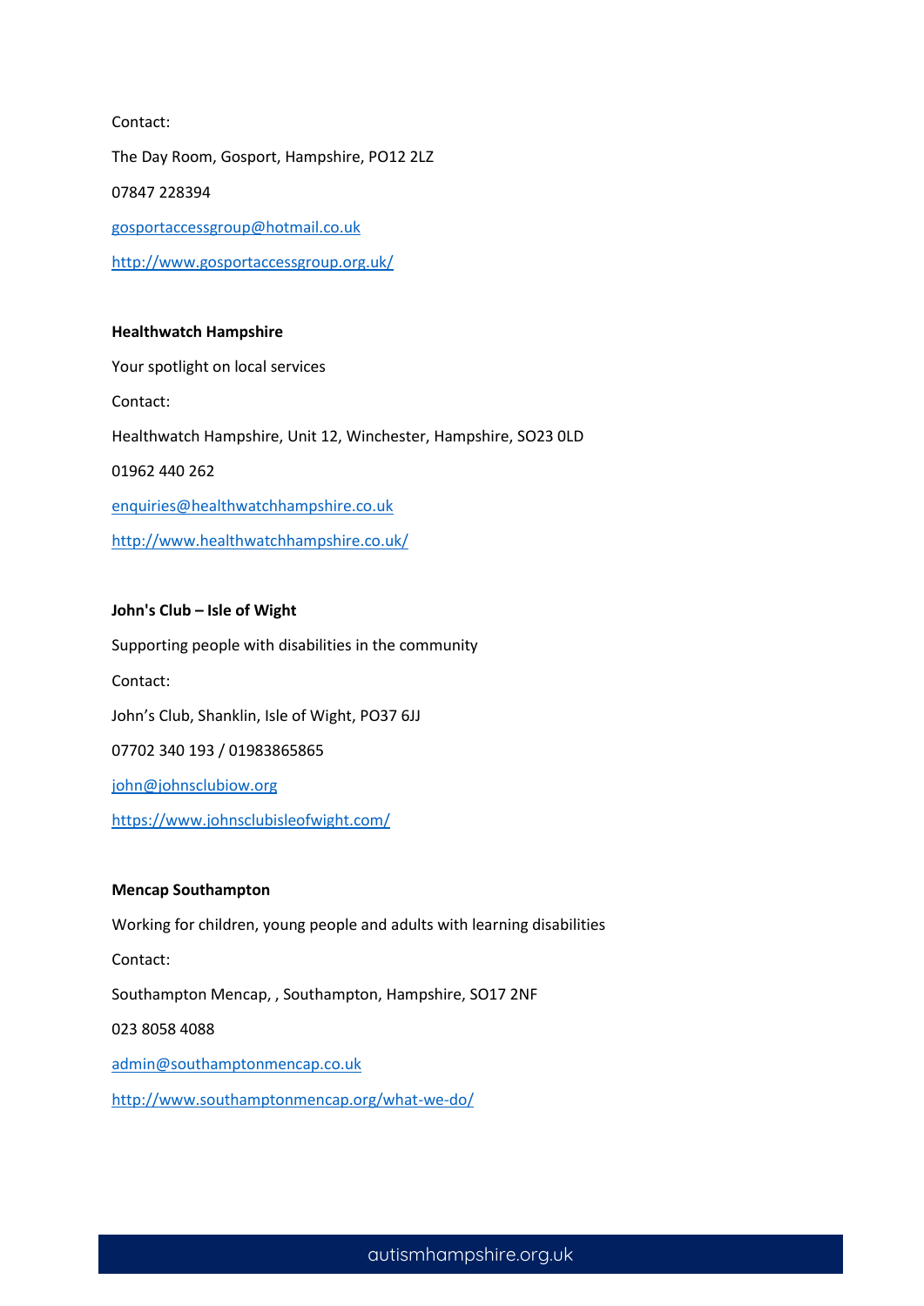Contact:

The Day Room, Gosport, Hampshire, PO12 2LZ

07847 228394

gosportaccessgroup@hotmail.co.uk

http://www.gosportaccessgroup.org.uk/

**Healthwatch Hampshire**

Your spotlight on local services

Contact:

Healthwatch Hampshire, Unit 12, Winchester, Hampshire, SO23 0LD

01962 440 262

enquiries@healthwatchhampshire.co.uk

http://www.healthwatchhampshire.co.uk/

**John's Club – Isle of Wight**

Supporting people with disabilities in the community

Contact:

John's Club, Shanklin, Isle of Wight, PO37 6JJ

07702 340 193 / 01983865865

john@johnsclubiow.org

https://www.johnsclubisleofwight.com/

**Mencap Southampton**

Working for children, young people and adults with learning disabilities

Contact:

Southampton Mencap, , Southampton, Hampshire, SO17 2NF

023 8058 4088

admin@southamptonmencap.co.uk

http://www.southamptonmencap.org/what-we-do/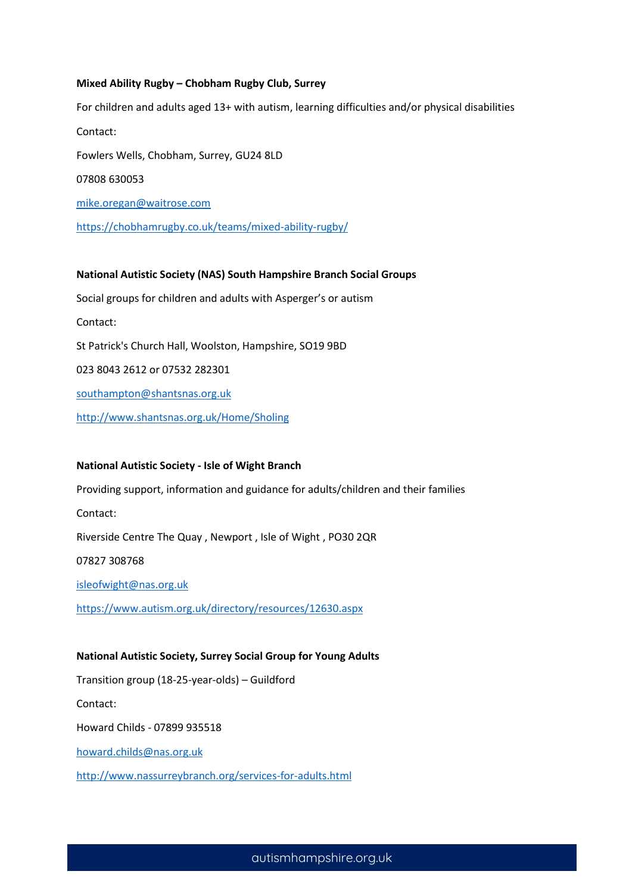**Mixed Ability Rugby – Chobham Rugby Club, Surrey**

For children and adults aged 13+ with autism, learning difficulties and/or physical disabilities

Contact:

Fowlers Wells, Chobham, Surrey, GU24 8LD

07808 630053

mike.oregan@waitrose.com

https://chobhamrugby.co.uk/teams/mixed-ability-rugby/

**National Autistic Society (NAS) South Hampshire Branch Social Groups**

Social groups for children and adults with Asperger's or autism

Contact:

St Patrick's Church Hall, Woolston, Hampshire, SO19 9BD

023 8043 2612 or 07532 282301

southampton@shantsnas.org.uk

http://www.shantsnas.org.uk/Home/Sholing

**National Autistic Society - Isle of Wight Branch**

Providing support, information and guidance for adults/children and their families

Contact:

Riverside Centre The Quay , Newport , Isle of Wight , PO30 2QR

07827 308768

isleofwight@nas.org.uk

https://www.autism.org.uk/directory/resources/12630.aspx

**National Autistic Society, Surrey Social Group for Young Adults**

Transition group (18-25-year-olds) – Guildford

Contact:

Howard Childs - 07899 935518

howard.childs@nas.org.uk

http://www.nassurreybranch.org/services-for-adults.html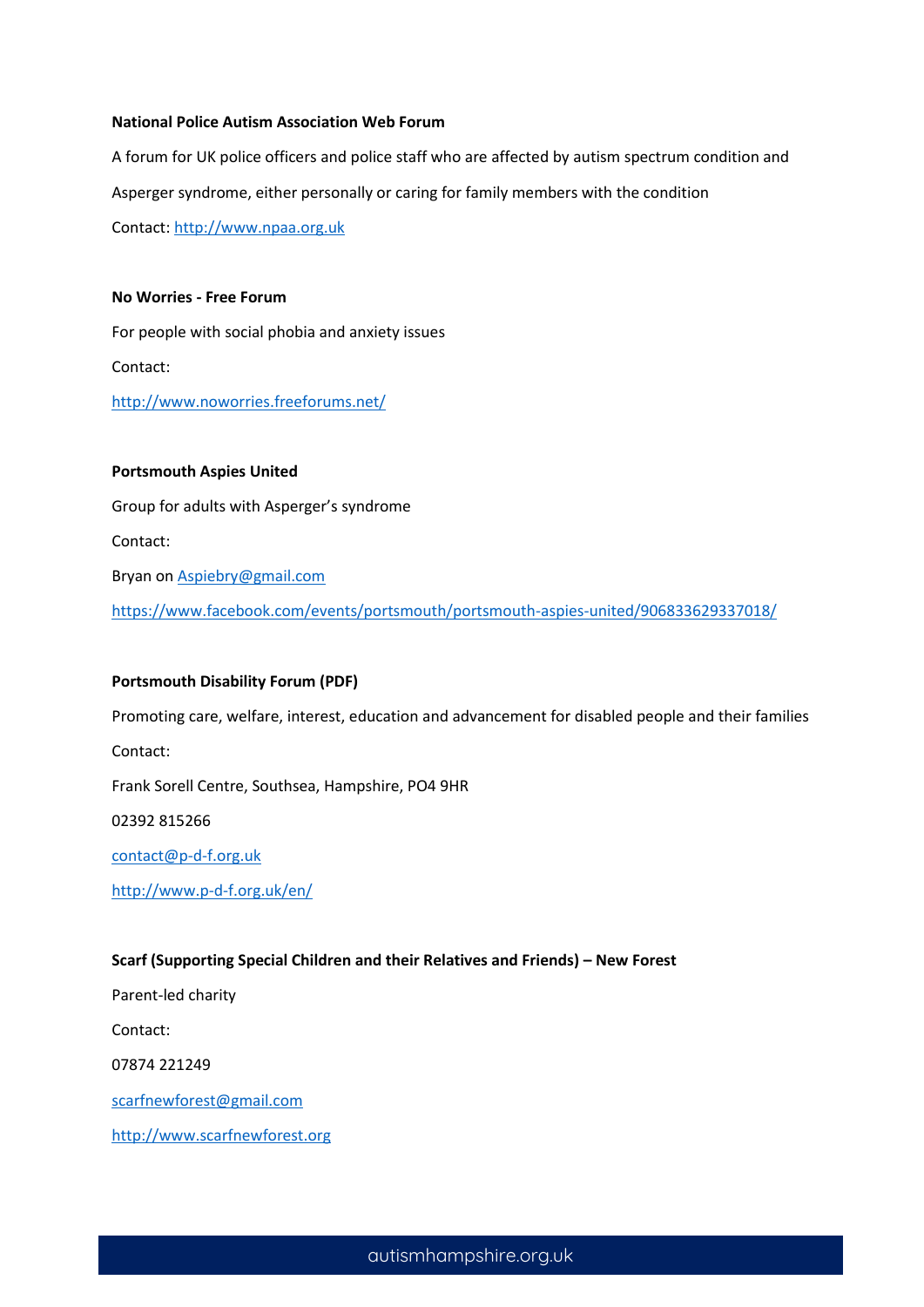**National Police Autism Association Web Forum**

A forum for UK police officers and police staff who are affected by autism spectrum condition and Asperger syndrome, either personally or caring for family members with the condition

Contact: http://www.npaa.org.uk

**No Worries - Free Forum**

For people with social phobia and anxiety issues

Contact:

http://www.noworries.freeforums.net/

**Portsmouth Aspies United**

Group for adults with Asperger's syndrome

Contact:

Bryan on Aspiebry@gmail.com

https://www.facebook.com/events/portsmouth/portsmouth-aspies-united/906833629337018/

**Portsmouth Disability Forum (PDF)**

Promoting care, welfare, interest, education and advancement for disabled people and their families

Contact:

Frank Sorell Centre, Southsea, Hampshire, PO4 9HR

02392 815266

contact@p-d-f.org.uk

http://www.p-d-f.org.uk/en/

**Scarf (Supporting Special Children and their Relatives and Friends) – New Forest**

Parent-led charity

Contact:

07874 221249

scarfnewforest@gmail.com

http://www.scarfnewforest.org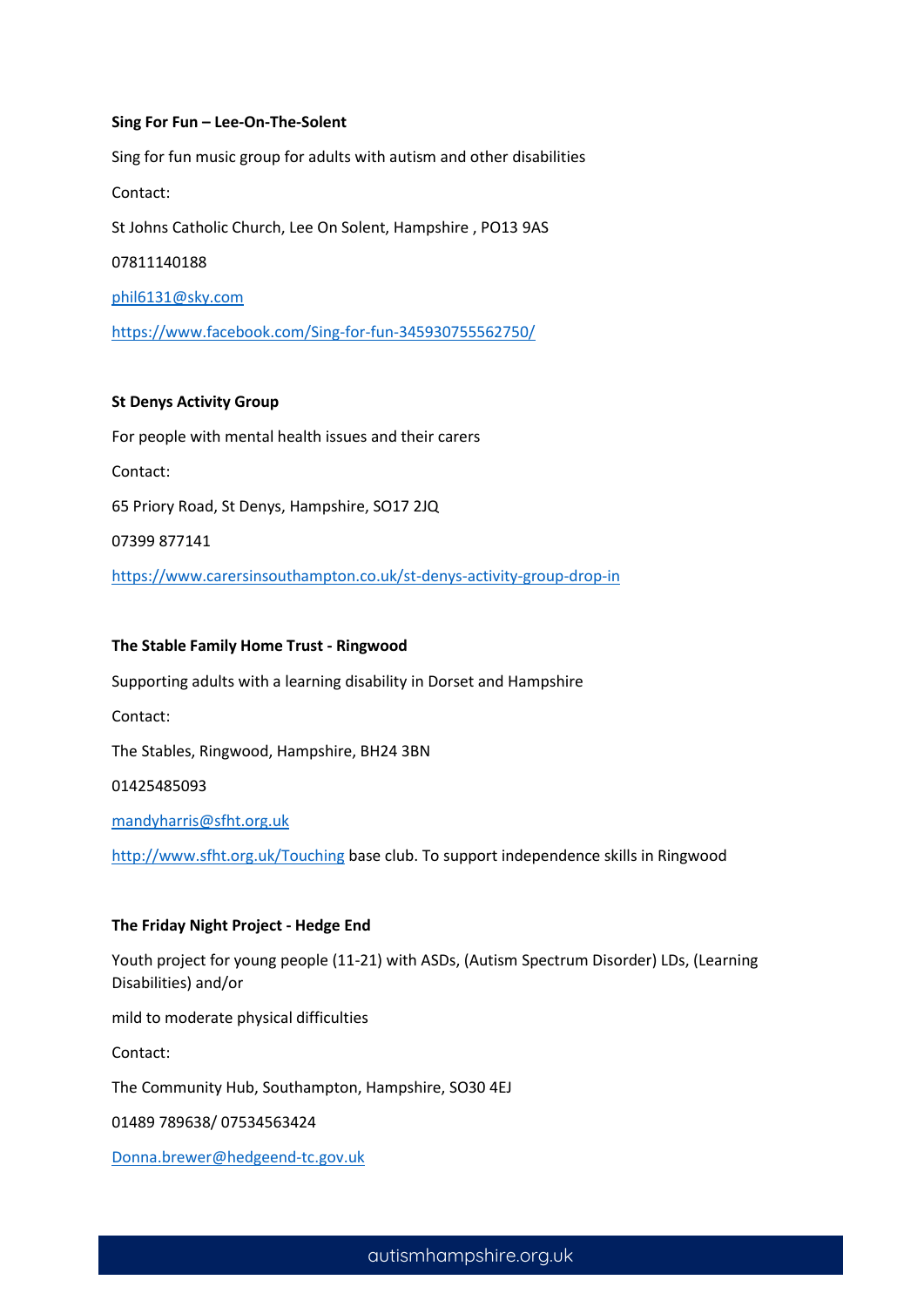**Sing For Fun – Lee-On-The-Solent**

Sing for fun music group for adults with autism and other disabilities

Contact:

St Johns Catholic Church, Lee On Solent, Hampshire , PO13 9AS

07811140188

phil6131@sky.com

https://www.facebook.com/Sing-for-fun-345930755562750/

**St Denys Activity Group**

For people with mental health issues and their carers

Contact:

65 Priory Road, St Denys, Hampshire, SO17 2JQ

07399 877141

https://www.carersinsouthampton.co.uk/st-denys-activity-group-drop-in

**The Stable Family Home Trust - Ringwood**

Supporting adults with a learning disability in Dorset and Hampshire

Contact:

The Stables, Ringwood, Hampshire, BH24 3BN

01425485093

mandyharris@sfht.org.uk

http://www.sfht.org.uk/Touching base club. To support independence skills in Ringwood

**The Friday Night Project - Hedge End**

Youth project for young people (11-21) with ASDs, (Autism Spectrum Disorder) LDs, (Learning Disabilities) and/or

mild to moderate physical difficulties

Contact:

The Community Hub, Southampton, Hampshire, SO30 4EJ

01489 789638/ 07534563424

Donna.brewer@hedgeend-tc.gov.uk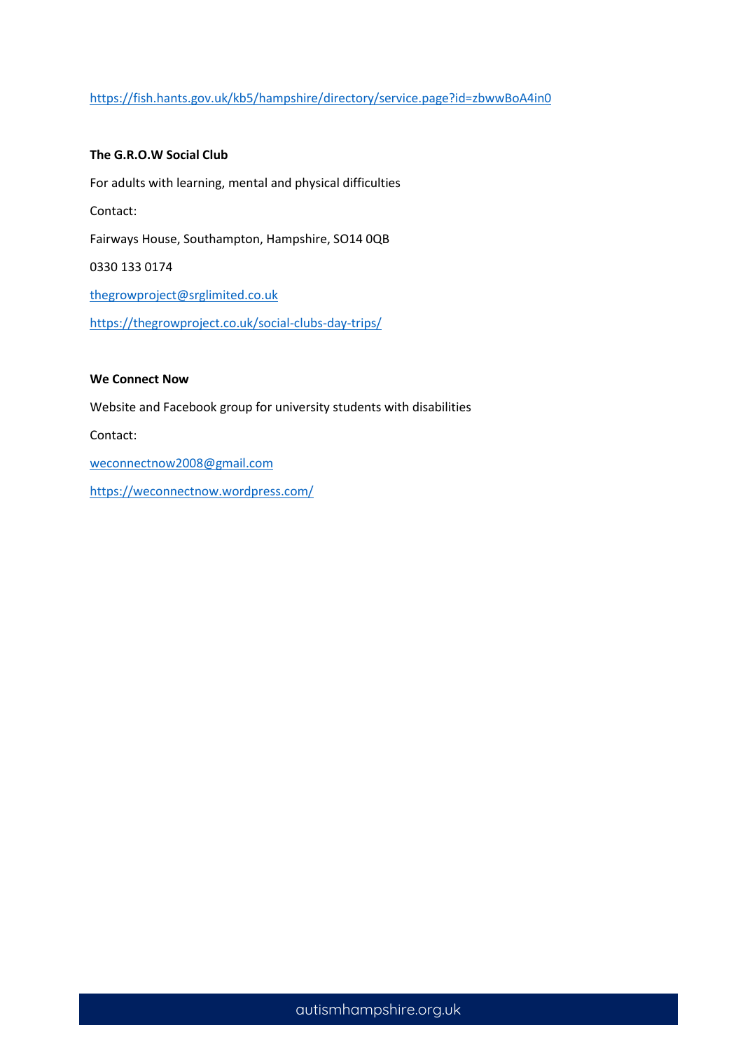https://fish.hants.gov.uk/kb5/hampshire/directory/service.page?id=zbwwBoA4in0

**The G.R.O.W Social Club**

For adults with learning, mental and physical difficulties

Contact:

Fairways House, Southampton, Hampshire, SO14 0QB

0330 133 0174

thegrowproject@srglimited.co.uk

https://thegrowproject.co.uk/social-clubs-day-trips/

**We Connect Now**

Website and Facebook group for university students with disabilities

Contact:

weconnectnow2008@gmail.com

https://weconnectnow.wordpress.com/